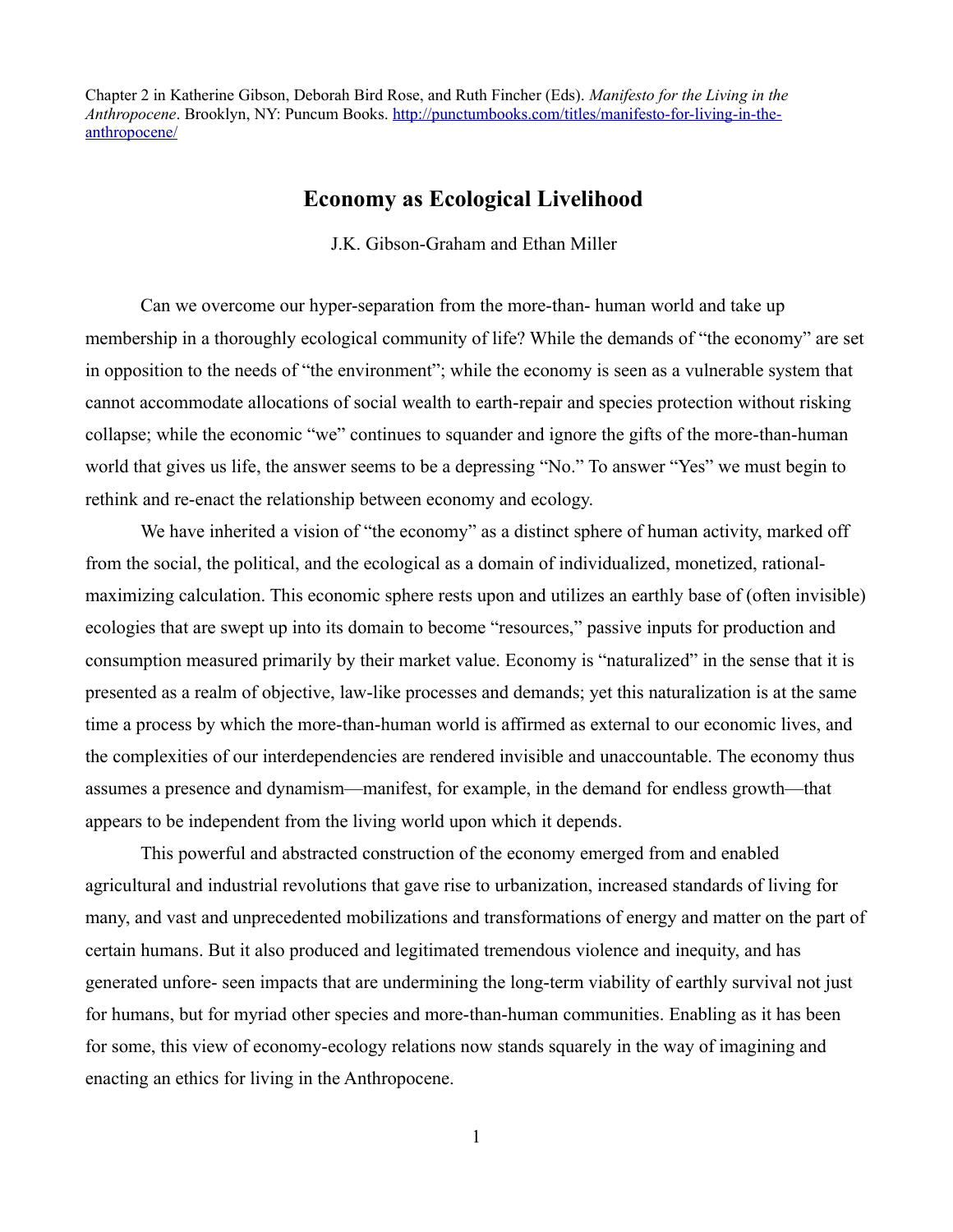Chapter 2 in Katherine Gibson, Deborah Bird Rose, and Ruth Fincher (Eds). *Manifesto for the Living in the Anthropocene*. Brooklyn, NY: Puncum Books. http://punctumbooks.com/titles/manifesto-for-living-in-the-anthropocene/

# Economy as Ecological Livelihood

J.K. Gibson-Graham and Ethan Miller

Can we overcome our hyper-separation from the more-than- human world and take up membership in a thoroughly ecological community of life? While the demands of "the economy" are set in opposition to the needs of "the environment"; while the economy is seen as a vulnerable system that cannot accommodate allocations of social wealth to earth-repair and species protection without risking collapse; while the economic "we" continues to squander and ignore the gifts of the more-than-human world that gives us life, the answer seems to be a depressing "No." To answer "Yes" we must begin to rethink and re-enact the relationship between economy and ecology.

We have inherited a vision of "the economy" as a distinct sphere of human activity, marked off from the social, the political, and the ecological as a domain of individualized, monetized, rational-maximizing calculation. This economic sphere rests upon and utilizes an earthly base of (often invisible) ecologies that are swept up into its domain to become "resources," passive inputs for production and consumption measured primarily by their market value. Economy is "naturalized" in the sense that it is presented as a realm of objective, law-like processes and demands; yet this naturalization is at the same time a process by which the more-than-human world is affirmed as external to our economic lives, and the complexities of our interdependencies are rendered invisible and unaccountable. The economy thus assumes a presence and dynamism—manifest, for example, in the demand for endless growth—that appears to be independent from the living world upon which it depends.

This powerful and abstracted construction of the economy emerged from and enabled agricultural and industrial revolutions that gave rise to urbanization, increased standards of living for many, and vast and unprecedented mobilizations and transformations of energy and matter on the part of certain humans. But it also produced and legitimated tremendous violence and inequity, and has generated unfore- seen impacts that are undermining the long-term viability of earthly survival not just for humans, but for myriad other species and more-than-human communities. Enabling as it has been for some, this view of economy-ecology relations now stands squarely in the way of imagining and enacting an ethics for living in the Anthropocene.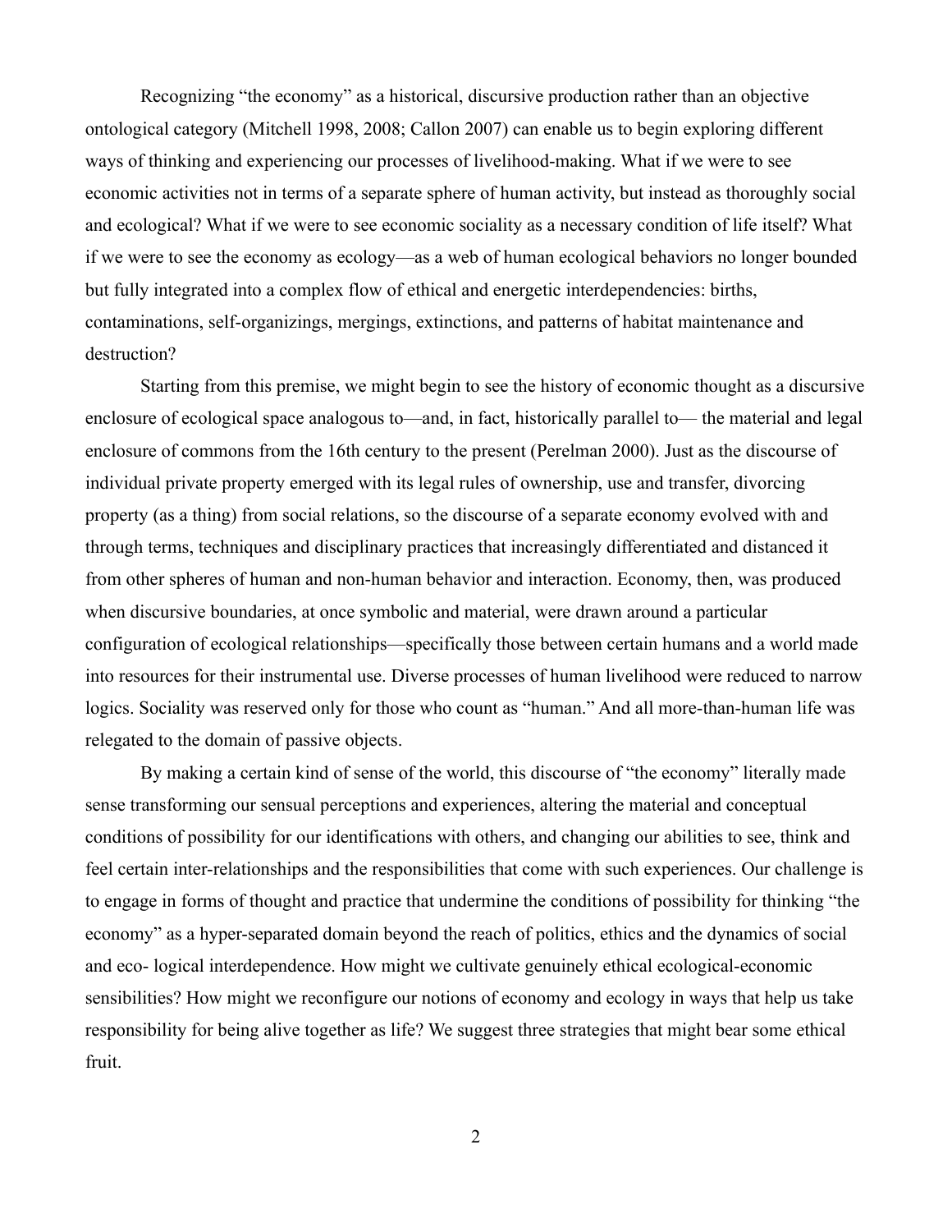Recognizing "the economy" as a historical, discursive production rather than an objective ontological category (Mitchell 1998, 2008; Callon 2007) can enable us to begin exploring different ways of thinking and experiencing our processes of livelihood-making. What if we were to see economic activities not in terms of a separate sphere of human activity, but instead as thoroughly social and ecological? What if we were to see economic sociality as a necessary condition of life itself? What if we were to see the economy as ecology—as a web of human ecological behaviors no longer bounded but fully integrated into a complex flow of ethical and energetic interdependencies: births, contaminations, self-organizings, mergings, extinctions, and patterns of habitat maintenance and destruction?

Starting from this premise, we might begin to see the history of economic thought as a discursive enclosure of ecological space analogous to—and, in fact, historically parallel to— the material and legal enclosure of commons from the 16th century to the present (Perelman 2000). Just as the discourse of individual private property emerged with its legal rules of ownership, use and transfer, divorcing property (as a thing) from social relations, so the discourse of a separate economy evolved with and through terms, techniques and disciplinary practices that increasingly differentiated and distanced it from other spheres of human and non-human behavior and interaction. Economy, then, was produced when discursive boundaries, at once symbolic and material, were drawn around a particular configuration of ecological relationships—specifically those between certain humans and a world made into resources for their instrumental use. Diverse processes of human livelihood were reduced to narrow logics. Sociality was reserved only for those who count as "human." And all more-than-human life was relegated to the domain of passive objects.

By making a certain kind of sense of the world, this discourse of "the economy" literally made sense transforming our sensual perceptions and experiences, altering the material and conceptual conditions of possibility for our identifications with others, and changing our abilities to see, think and feel certain inter-relationships and the responsibilities that come with such experiences. Our challenge is to engage in forms of thought and practice that undermine the conditions of possibility for thinking "the economy" as a hyper-separated domain beyond the reach of politics, ethics and the dynamics of social and eco- logical interdependence. How might we cultivate genuinely ethical ecological-economic sensibilities? How might we reconfigure our notions of economy and ecology in ways that help us take responsibility for being alive together as life? We suggest three strategies that might bear some ethical fruit.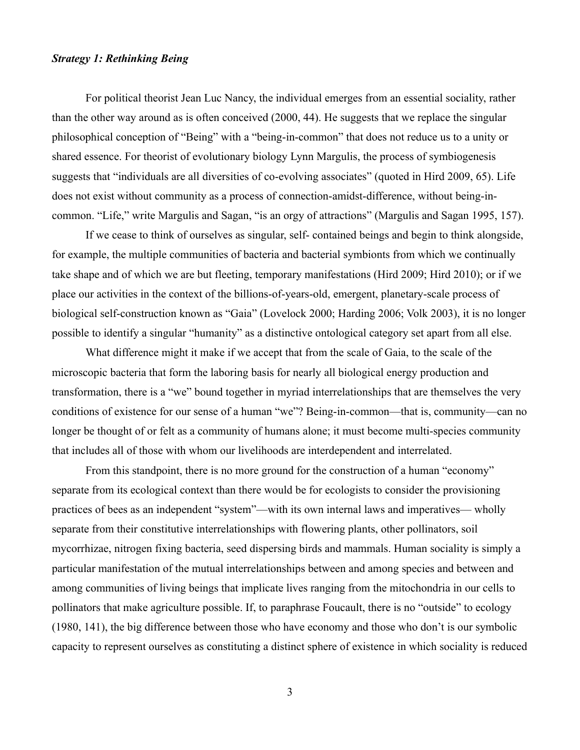### *Strategy 1: Rethinking Being*

For political theorist Jean Luc Nancy, the individual emerges from an essential sociality, rather than the other way around as is often conceived (2000, 44). He suggests that we replace the singular philosophical conception of "Being" with a "being-in-common" that does not reduce us to a unity or shared essence. For theorist of evolutionary biology Lynn Margulis, the process of symbiogenesis suggests that "individuals are all diversities of co-evolving associates" (quoted in Hird 2009, 65). Life does not exist without community as a process of connection-amidst-difference, without being-in-common. "Life," write Margulis and Sagan, "is an orgy of attractions" (Margulis and Sagan 1995, 157).

If we cease to think of ourselves as singular, self- contained beings and begin to think alongside, for example, the multiple communities of bacteria and bacterial symbionts from which we continually take shape and of which we are but fleeting, temporary manifestations (Hird 2009; Hird 2010); or if we place our activities in the context of the billions-of-years-old, emergent, planetary-scale process of biological self-construction known as "Gaia" (Lovelock 2000; Harding 2006; Volk 2003), it is no longer possible to identify a singular "humanity" as a distinctive ontological category set apart from all else.

What difference might it make if we accept that from the scale of Gaia, to the scale of the microscopic bacteria that form the laboring basis for nearly all biological energy production and transformation, there is a "we" bound together in myriad interrelationships that are themselves the very conditions of existence for our sense of a human "we"? Being-in-common—that is, community—can no longer be thought of or felt as a community of humans alone; it must become multi-species community that includes all of those with whom our livelihoods are interdependent and interrelated.

From this standpoint, there is no more ground for the construction of a human "economy" separate from its ecological context than there would be for ecologists to consider the provisioning practices of bees as an independent "system"—with its own internal laws and imperatives— wholly separate from their constitutive interrelationships with flowering plants, other pollinators, soil mycorrhizae, nitrogen fixing bacteria, seed dispersing birds and mammals. Human sociality is simply a particular manifestation of the mutual interrelationships between and among species and between and among communities of living beings that implicate lives ranging from the mitochondria in our cells to pollinators that make agriculture possible. If, to paraphrase Foucault, there is no "outside" to ecology (1980, 141), the big difference between those who have economy and those who don't is our symbolic capacity to represent ourselves as constituting a distinct sphere of existence in which sociality is reduced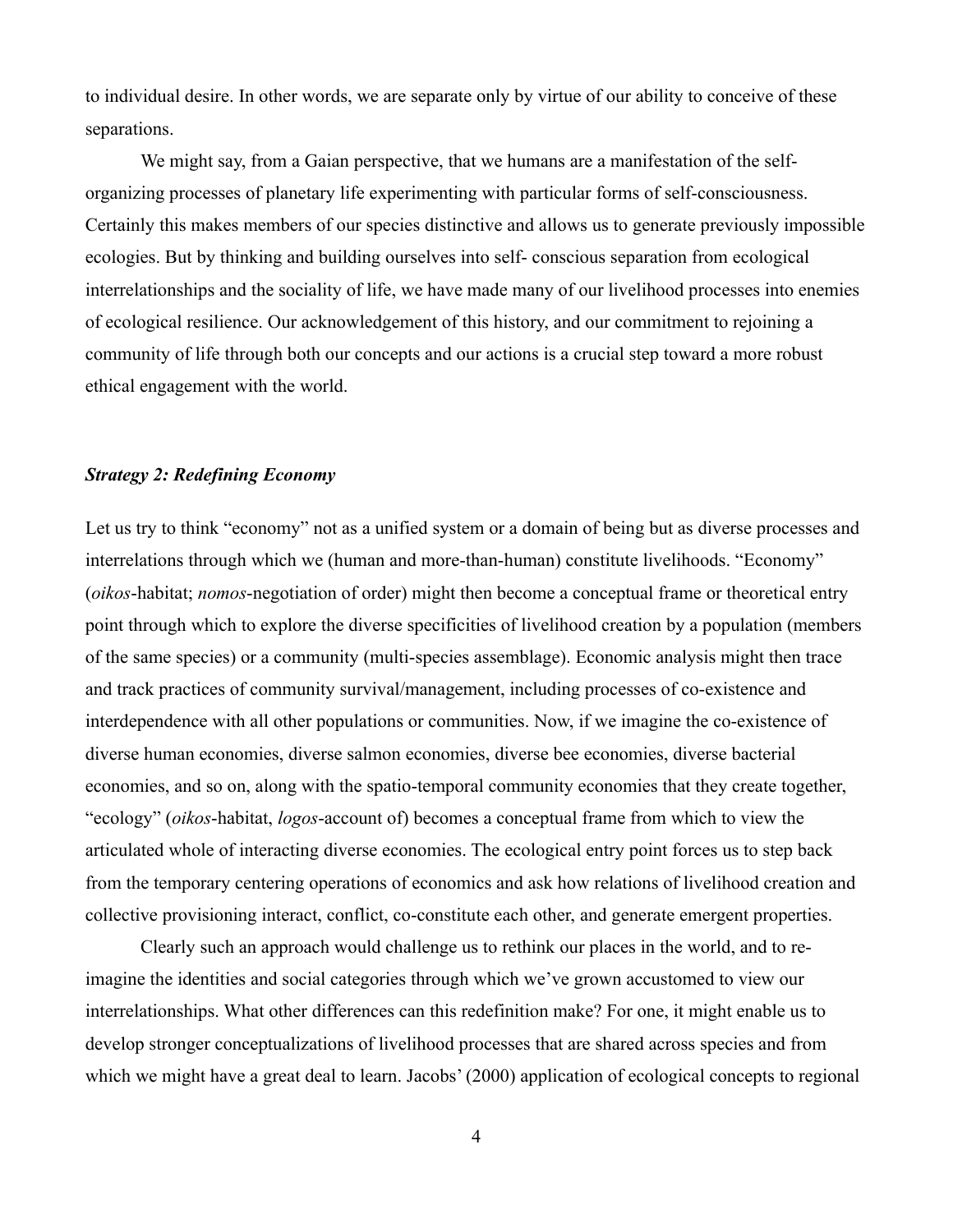to individual desire. In other words, we are separate only by virtue of our ability to conceive of these separations.

We might say, from a Gaian perspective, that we humans are a manifestation of the self-organizing processes of planetary life experimenting with particular forms of self-consciousness. Certainly this makes members of our species distinctive and allows us to generate previously impossible ecologies. But by thinking and building ourselves into self- conscious separation from ecological interrelationships and the sociality of life, we have made many of our livelihood processes into enemies of ecological resilience. Our acknowledgement of this history, and our commitment to rejoining a community of life through both our concepts and our actions is a crucial step toward a more robust ethical engagement with the world.

***Strategy 2: Redefining Economy***

Let us try to think "economy" not as a unified system or a domain of being but as diverse processes and interrelations through which we (human and more-than-human) constitute livelihoods. "Economy" (*oikos*-habitat; *nomos*-negotiation of order) might then become a conceptual frame or theoretical entry point through which to explore the diverse specificities of livelihood creation by a population (members of the same species) or a community (multi-species assemblage). Economic analysis might then trace and track practices of community survival/management, including processes of co-existence and interdependence with all other populations or communities. Now, if we imagine the co-existence of diverse human economies, diverse salmon economies, diverse bee economies, diverse bacterial economies, and so on, along with the spatio-temporal community economies that they create together, "ecology" (*oikos*-habitat, *logos*-account of) becomes a conceptual frame from which to view the articulated whole of interacting diverse economies. The ecological entry point forces us to step back from the temporary centering operations of economics and ask how relations of livelihood creation and collective provisioning interact, conflict, co-constitute each other, and generate emergent properties.

Clearly such an approach would challenge us to rethink our places in the world, and to re-imagine the identities and social categories through which we've grown accustomed to view our interrelationships. What other differences can this redefinition make? For one, it might enable us to develop stronger conceptualizations of livelihood processes that are shared across species and from which we might have a great deal to learn. Jacobs' (2000) application of ecological concepts to regional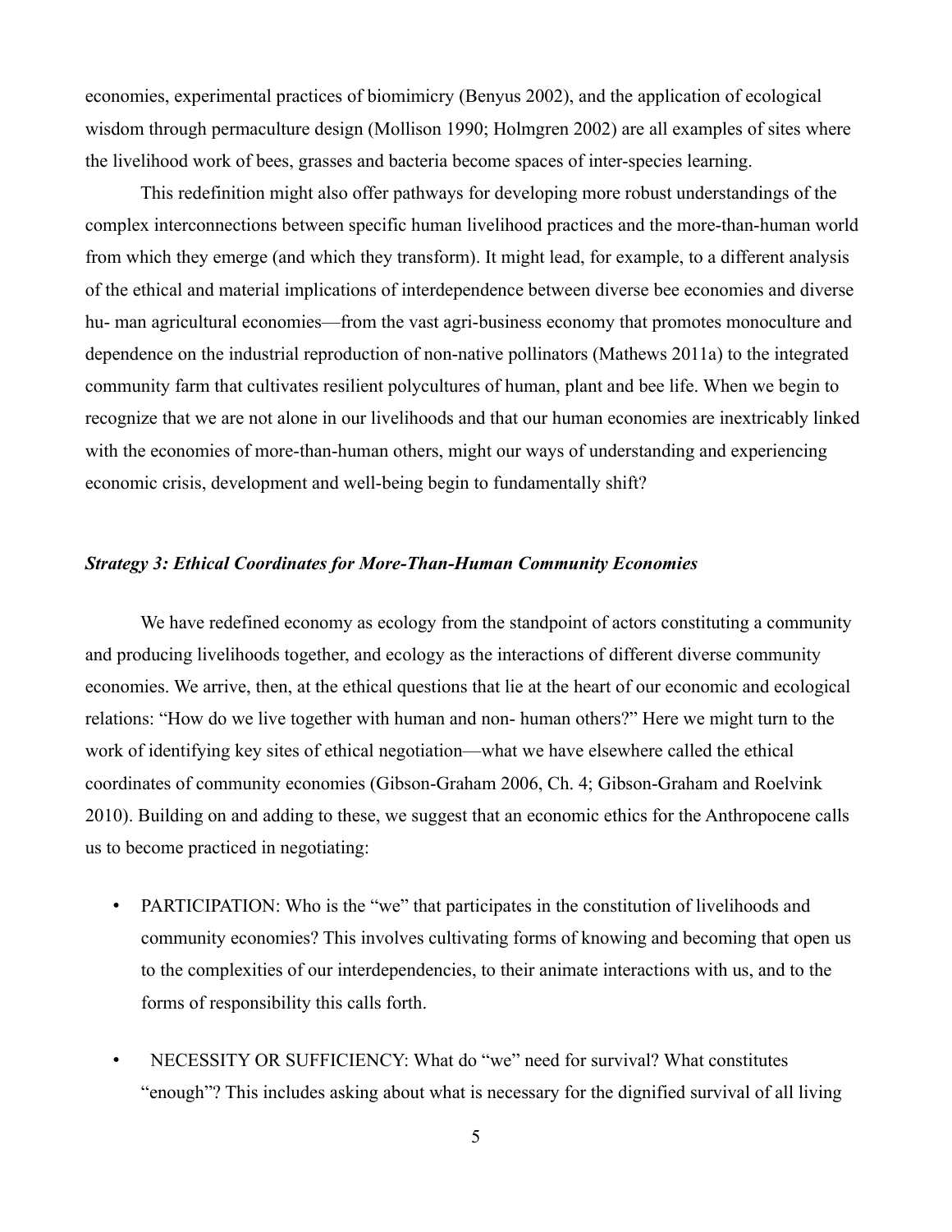economies, experimental practices of biomimicry (Benyus 2002), and the application of ecological wisdom through permaculture design (Mollison 1990; Holmgren 2002) are all examples of sites where the livelihood work of bees, grasses and bacteria become spaces of inter-species learning.

This redefinition might also offer pathways for developing more robust understandings of the complex interconnections between specific human livelihood practices and the more-than-human world from which they emerge (and which they transform). It might lead, for example, to a different analysis of the ethical and material implications of interdependence between diverse bee economies and diverse hu- man agricultural economies—from the vast agri-business economy that promotes monoculture and dependence on the industrial reproduction of non-native pollinators (Mathews 2011a) to the integrated community farm that cultivates resilient polycultures of human, plant and bee life. When we begin to recognize that we are not alone in our livelihoods and that our human economies are inextricably linked with the economies of more-than-human others, might our ways of understanding and experiencing economic crisis, development and well-being begin to fundamentally shift?

### *Strategy 3: Ethical Coordinates for More-Than-Human Community Economies*

We have redefined economy as ecology from the standpoint of actors constituting a community and producing livelihoods together, and ecology as the interactions of different diverse community economies. We arrive, then, at the ethical questions that lie at the heart of our economic and ecological relations: "How do we live together with human and non- human others?" Here we might turn to the work of identifying key sites of ethical negotiation—what we have elsewhere called the ethical coordinates of community economies (Gibson-Graham 2006, Ch. 4; Gibson-Graham and Roelvink 2010). Building on and adding to these, we suggest that an economic ethics for the Anthropocene calls us to become practiced in negotiating:

- PARTICIPATION: Who is the "we" that participates in the constitution of livelihoods and community economies? This involves cultivating forms of knowing and becoming that open us to the complexities of our interdependencies, to their animate interactions with us, and to the forms of responsibility this calls forth.
- NECESSITY OR SUFFICIENCY: What do "we" need for survival? What constitutes "enough"? This includes asking about what is necessary for the dignified survival of all living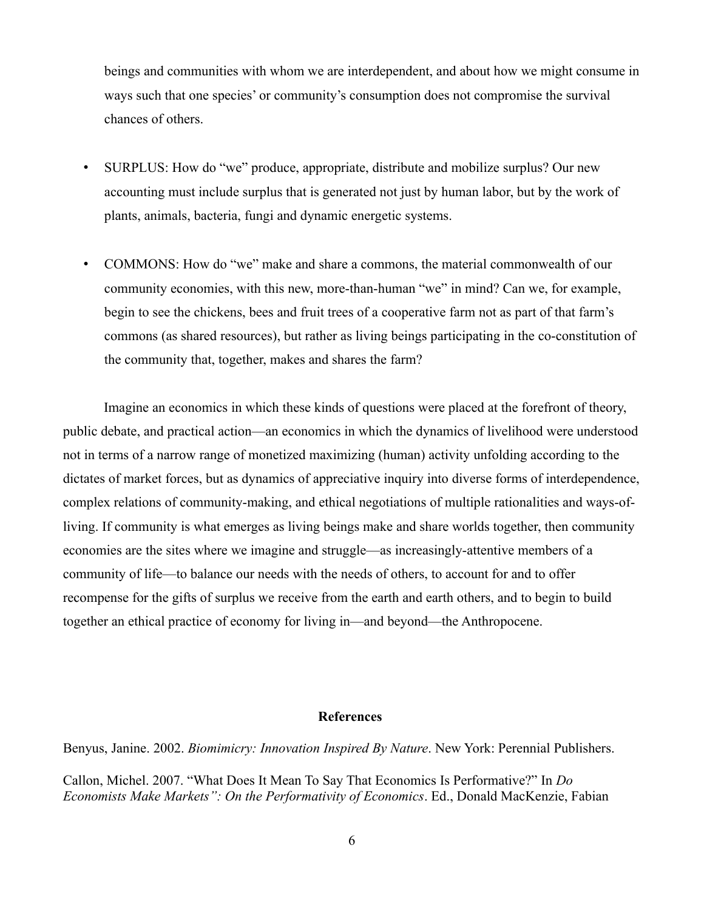beings and communities with whom we are interdependent, and about how we might consume in ways such that one species' or community's consumption does not compromise the survival chances of others.

- SURPLUS: How do "we" produce, appropriate, distribute and mobilize surplus? Our new accounting must include surplus that is generated not just by human labor, but by the work of plants, animals, bacteria, fungi and dynamic energetic systems.

- COMMONS: How do "we" make and share a commons, the material commonwealth of our community economies, with this new, more-than-human "we" in mind? Can we, for example, begin to see the chickens, bees and fruit trees of a cooperative farm not as part of that farm's commons (as shared resources), but rather as living beings participating in the co-constitution of the community that, together, makes and shares the farm?

Imagine an economics in which these kinds of questions were placed at the forefront of theory, public debate, and practical action—an economics in which the dynamics of livelihood were understood not in terms of a narrow range of monetized maximizing (human) activity unfolding according to the dictates of market forces, but as dynamics of appreciative inquiry into diverse forms of interdependence, complex relations of community-making, and ethical negotiations of multiple rationalities and ways-of-living. If community is what emerges as living beings make and share worlds together, then community economies are the sites where we imagine and struggle—as increasingly-attentive members of a community of life—to balance our needs with the needs of others, to account for and to offer recompense for the gifts of surplus we receive from the earth and earth others, and to begin to build together an ethical practice of economy for living in—and beyond—the Anthropocene.

## References

Benyus, Janine. 2002. *Biomimicry: Innovation Inspired By Nature*. New York: Perennial Publishers.

Callon, Michel. 2007. "What Does It Mean To Say That Economics Is Performative?" In *Do Economists Make Markets": On the Performativity of Economics*. Ed., Donald MacKenzie, Fabian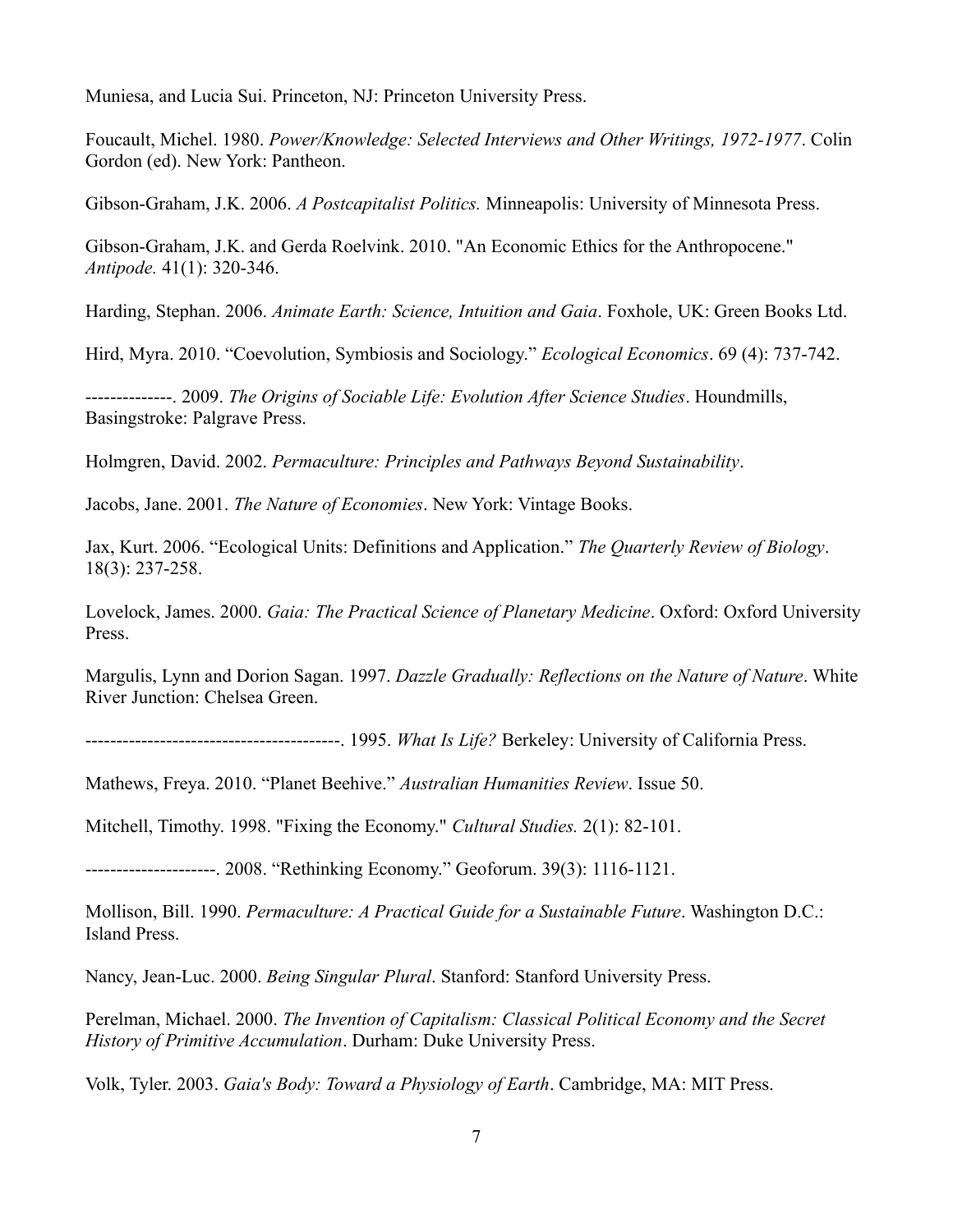Muniesa, and Lucia Sui. Princeton, NJ: Princeton University Press.

Foucault, Michel. 1980. *Power/Knowledge: Selected Interviews and Other Writings, 1972-1977*. Colin Gordon (ed). New York: Pantheon.

Gibson-Graham, J.K. 2006. *A Postcapitalist Politics.* Minneapolis: University of Minnesota Press.

Gibson-Graham, J.K. and Gerda Roelvink. 2010. "An Economic Ethics for the Anthropocene." *Antipode.* 41(1): 320-346.

Harding, Stephan. 2006. *Animate Earth: Science, Intuition and Gaia*. Foxhole, UK: Green Books Ltd.

Hird, Myra. 2010. "Coevolution, Symbiosis and Sociology." *Ecological Economics*. 69 (4): 737-742.

--------------. 2009. *The Origins of Sociable Life: Evolution After Science Studies*. Houndmills, Basingstroke: Palgrave Press.

Holmgren, David. 2002. *Permaculture: Principles and Pathways Beyond Sustainability*.

Jacobs, Jane. 2001. *The Nature of Economies*. New York: Vintage Books.

Jax, Kurt. 2006. "Ecological Units: Definitions and Application." *The Quarterly Review of Biology*. 18(3): 237-258.

Lovelock, James. 2000. *Gaia: The Practical Science of Planetary Medicine*. Oxford: Oxford University Press.

Margulis, Lynn and Dorion Sagan. 1997. *Dazzle Gradually: Reflections on the Nature of Nature*. White River Junction: Chelsea Green.

-----------------------------------------. 1995. *What Is Life?* Berkeley: University of California Press.

Mathews, Freya. 2010. "Planet Beehive." *Australian Humanities Review*. Issue 50.

Mitchell, Timothy. 1998. "Fixing the Economy." *Cultural Studies.* 2(1): 82-101.

---------------------. 2008. "Rethinking Economy." Geoforum. 39(3): 1116-1121.

Mollison, Bill. 1990. *Permaculture: A Practical Guide for a Sustainable Future*. Washington D.C.: Island Press.

Nancy, Jean-Luc. 2000. *Being Singular Plural*. Stanford: Stanford University Press.

Perelman, Michael. 2000. *The Invention of Capitalism: Classical Political Economy and the Secret History of Primitive Accumulation*. Durham: Duke University Press.

Volk, Tyler. 2003. *Gaia's Body: Toward a Physiology of Earth*. Cambridge, MA: MIT Press.